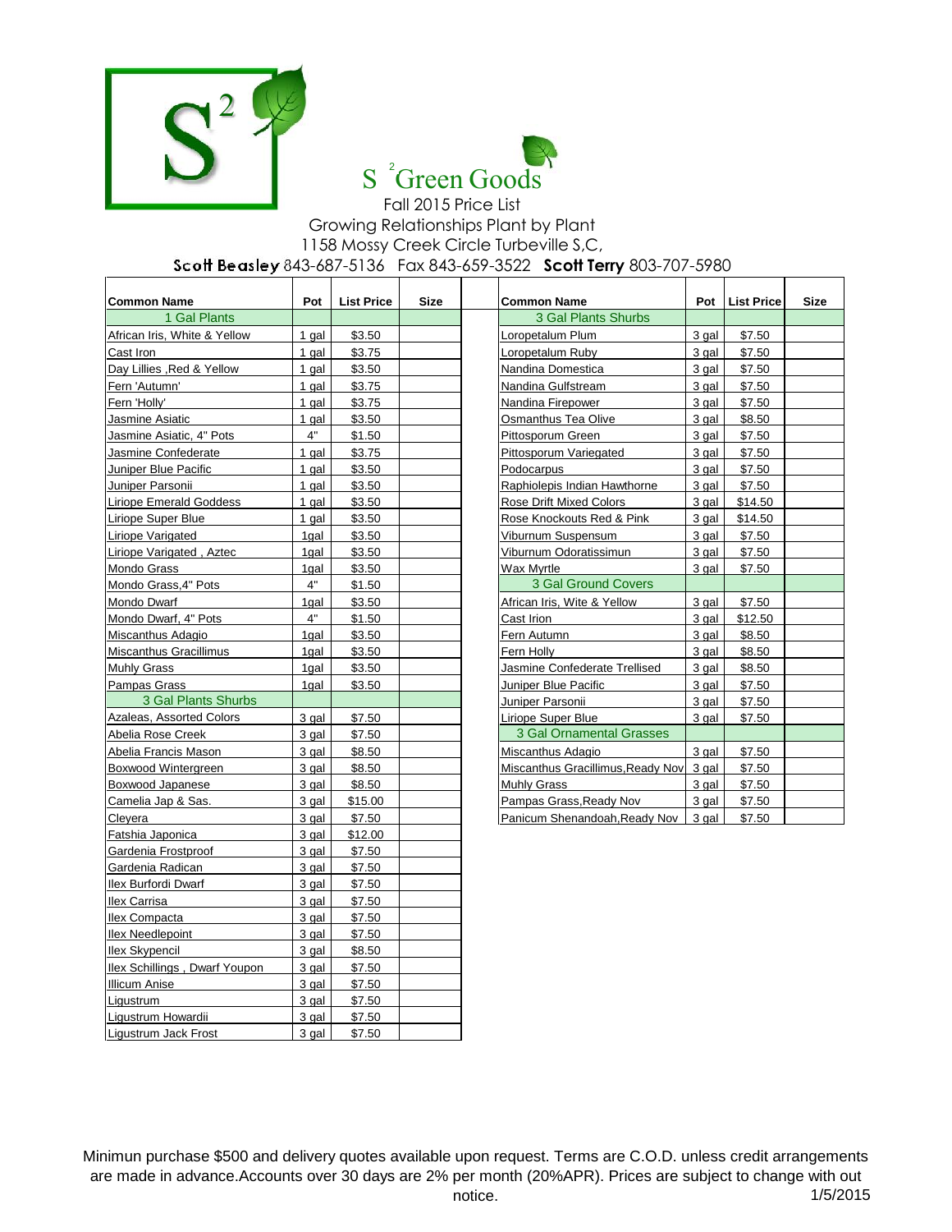# S² Green Goods

Fall 2015 Price List

Growing Relationships Plant by Plant

1158 Mossy Creek Circle Turbeville S,C,

**Scott Beasley** 843-687-5136 Fax 843-659-3522 **Scott Terry** 803-707-5980

| Common Name | Pot | List Price | Size |
|---|---|---|---|
| 1 Gal Plants | | | |
| African Iris, White & Yellow | 1 gal | $3.50 | |
| Cast Iron | 1 gal | $3.75 | |
| Day Lillies ,Red & Yellow | 1 gal | $3.50 | |
| Fern 'Autumn' | 1 gal | $3.75 | |
| Fern 'Holly' | 1 gal | $3.75 | |
| Jasmine Asiatic | 1 gal | $3.50 | |
| Jasmine Asiatic, 4" Pots | 4" | $1.50 | |
| Jasmine Confederate | 1 gal | $3.75 | |
| Juniper Blue Pacific | 1 gal | $3.50 | |
| Juniper Parsonii | 1 gal | $3.50 | |
| Liriope Emerald Goddess | 1 gal | $3.50 | |
| Liriope Super Blue | 1 gal | $3.50 | |
| Liriope Varigated | 1gal | $3.50 | |
| Liriope Varigated , Aztec | 1gal | $3.50 | |
| Mondo Grass | 1gal | $3.50 | |
| Mondo Grass,4" Pots | 4" | $1.50 | |
| Mondo Dwarf | 1gal | $3.50 | |
| Mondo Dwarf, 4" Pots | 4" | $1.50 | |
| Miscanthus Adagio | 1gal | $3.50 | |
| Miscanthus Gracillimus | 1gal | $3.50 | |
| Muhly Grass | 1gal | $3.50 | |
| Pampas Grass | 1gal | $3.50 | |
| 3 Gal Plants Shurbs | | | |
| Azaleas, Assorted Colors | 3 gal | $7.50 | |
| Abelia Rose Creek | 3 gal | $7.50 | |
| Abelia Francis Mason | 3 gal | $8.50 | |
| Boxwood Wintergreen | 3 gal | $8.50 | |
| Boxwood Japanese | 3 gal | $8.50 | |
| Camelia Jap & Sas. | 3 gal | $15.00 | |
| Cleyera | 3 gal | $7.50 | |
| Fatshia Japonica | 3 gal | $12.00 | |
| Gardenia Frostproof | 3 gal | $7.50 | |
| Gardenia Radican | 3 gal | $7.50 | |
| Ilex Burfordi Dwarf | 3 gal | $7.50 | |
| Ilex Carrisa | 3 gal | $7.50 | |
| Ilex Compacta | 3 gal | $7.50 | |
| Ilex Needlepoint | 3 gal | $7.50 | |
| Ilex Skypencil | 3 gal | $8.50 | |
| Ilex Schillings , Dwarf Youpon | 3 gal | $7.50 | |
| Illicum Anise | 3 gal | $7.50 | |
| Ligustrum | 3 gal | $7.50 | |
| Ligustrum Howardii | 3 gal | $7.50 | |
| Ligustrum Jack Frost | 3 gal | $7.50 | |

| Common Name | Pot | List Price | Size |
|---|---|---|---|
| 3 Gal Plants Shurbs | | | |
| Loropetalum Plum | 3 gal | $7.50 | |
| Loropetalum Ruby | 3 gal | $7.50 | |
| Nandina Domestica | 3 gal | $7.50 | |
| Nandina Gulfstream | 3 gal | $7.50 | |
| Nandina Firepower | 3 gal | $7.50 | |
| Osmanthus Tea Olive | 3 gal | $8.50 | |
| Pittosporum Green | 3 gal | $7.50 | |
| Pittosporum Variegated | 3 gal | $7.50 | |
| Podocarpus | 3 gal | $7.50 | |
| Raphiolepis Indian Hawthorne | 3 gal | $7.50 | |
| Rose Drift Mixed Colors | 3 gal | $14.50 | |
| Rose Knockouts Red & Pink | 3 gal | $14.50 | |
| Viburnum Suspensum | 3 gal | $7.50 | |
| Viburnum Odoratissimun | 3 gal | $7.50 | |
| Wax Myrtle | 3 gal | $7.50 | |
| 3 Gal Ground Covers | | | |
| African Iris, Wite & Yellow | 3 gal | $7.50 | |
| Cast Irion | 3 gal | $12.50 | |
| Fern Autumn | 3 gal | $8.50 | |
| Fern Holly | 3 gal | $8.50 | |
| Jasmine Confederate Trellised | 3 gal | $8.50 | |
| Juniper Blue Pacific | 3 gal | $7.50 | |
| Juniper Parsonii | 3 gal | $7.50 | |
| Liriope Super Blue | 3 gal | $7.50 | |
| 3 Gal Ornamental Grasses | | | |
| Miscanthus Adagio | 3 gal | $7.50 | |
| Miscanthus Gracillimus,Ready Nov | 3 gal | $7.50 | |
| Muhly Grass | 3 gal | $7.50 | |
| Pampas Grass,Ready Nov | 3 gal | $7.50 | |
| Panicum Shenandoah,Ready Nov | 3 gal | $7.50 | |

Minimun purchase $500 and delivery quotes available upon request. Terms are C.O.D. unless credit arrangements are made in advance.Accounts over 30 days are 2% per month (20%APR). Prices are subject to change with out notice.

1/5/2015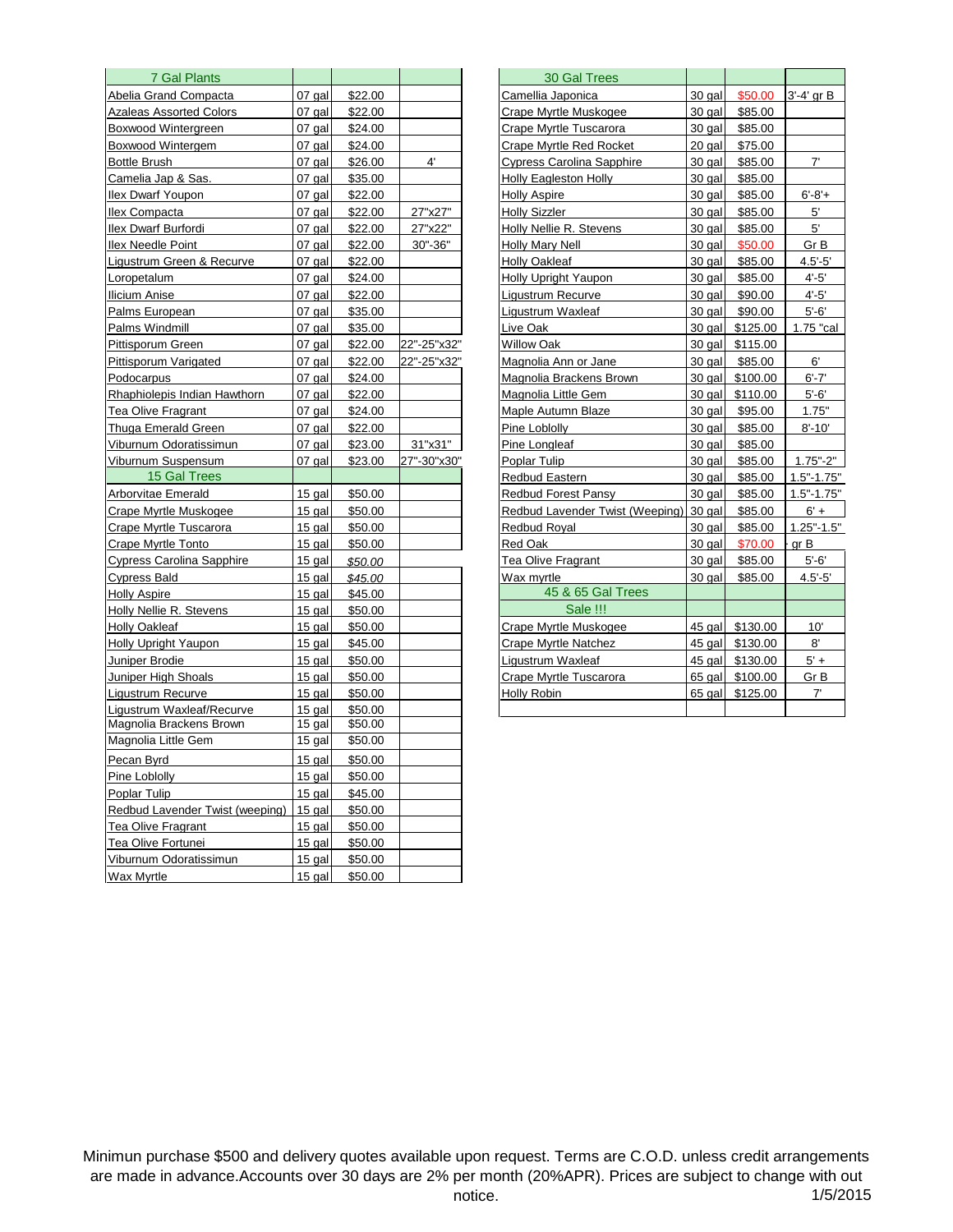| 7 Gal Plants | | | |
|---|---|---|---|
| Abelia Grand Compacta | 07 gal | $22.00 | |
| Azaleas Assorted Colors | 07 gal | $22.00 | |
| Boxwood Wintergreen | 07 gal | $24.00 | |
| Boxwood Wintergem | 07 gal | $24.00 | |
| Bottle Brush | 07 gal | $26.00 | 4' |
| Camelia Jap & Sas. | 07 gal | $35.00 | |
| Ilex Dwarf Youpon | 07 gal | $22.00 | |
| Ilex Compacta | 07 gal | $22.00 | 27"x27" |
| Ilex Dwarf Burfordi | 07 gal | $22.00 | 27"x22" |
| Ilex Needle Point | 07 gal | $22.00 | 30"-36" |
| Ligustrum Green & Recurve | 07 gal | $22.00 | |
| Loropetalum | 07 gal | $24.00 | |
| Illicium Anise | 07 gal | $22.00 | |
| Palms European | 07 gal | $35.00 | |
| Palms Windmill | 07 gal | $35.00 | |
| Pittisporum Green | 07 gal | $22.00 | 22"-25"x32" |
| Pittisporum Varigated | 07 gal | $22.00 | 22"-25"x32" |
| Podocarpus | 07 gal | $24.00 | |
| Rhaphiolepis Indian Hawthorn | 07 gal | $22.00 | |
| Tea Olive Fragrant | 07 gal | $24.00 | |
| Thuga Emerald Green | 07 gal | $22.00 | |
| Viburnum Odoratissimun | 07 gal | $23.00 | 31"x31" |
| Viburnum Suspensum | 07 gal | $23.00 | 27"-30"x30" |
| **15 Gal Trees** | | | |
| Arborvitae Emerald | 15 gal | $50.00 | |
| Crape Myrtle Muskogee | 15 gal | $50.00 | |
| Crape Myrtle Tuscarora | 15 gal | $50.00 | |
| Crape Myrtle Tonto | 15 gal | $50.00 | |
| Cypress Carolina Sapphire | 15 gal | *$50.00* | |
| Cypress Bald | 15 gal | *$45.00* | |
| Holly Aspire | 15 gal | $45.00 | |
| Holly Nellie R. Stevens | 15 gal | $50.00 | |
| Holly Oakleaf | 15 gal | $50.00 | |
| Holly Upright Yaupon | 15 gal | $45.00 | |
| Juniper Brodie | 15 gal | $50.00 | |
| Juniper High Shoals | 15 gal | $50.00 | |
| Ligustrum Recurve | 15 gal | $50.00 | |
| Ligustrum Waxleaf/Recurve | 15 gal | $50.00 | |
| Magnolia Brackens Brown | 15 gal | $50.00 | |
| Magnolia Little Gem | 15 gal | $50.00 | |
| Pecan Byrd | 15 gal | $50.00 | |
| Pine Loblolly | 15 gal | $50.00 | |
| Poplar Tulip | 15 gal | $45.00 | |
| Redbud Lavender Twist (weeping) | 15 gal | $50.00 | |
| Tea Olive Fragrant | 15 gal | $50.00 | |
| Tea Olive Fortunei | 15 gal | $50.00 | |
| Viburnum Odoratissimun | 15 gal | $50.00 | |
| Wax Myrtle | 15 gal | $50.00 | |

| 30 Gal Trees | | | |
|---|---|---|---|
| Camellia Japonica | 30 gal | $50.00 | 3'-4' gr B |
| Crape Myrtle Muskogee | 30 gal | $85.00 | |
| Crape Myrtle Tuscarora | 30 gal | $85.00 | |
| Crape Myrtle Red Rocket | 20 gal | $75.00 | |
| Cypress Carolina Sapphire | 30 gal | $85.00 | 7' |
| Holly Eagleston Holly | 30 gal | $85.00 | |
| Holly Aspire | 30 gal | $85.00 | 6'-8'+ |
| Holly Sizzler | 30 gal | $85.00 | 5' |
| Holly Nellie R. Stevens | 30 gal | $85.00 | 5' |
| Holly Mary Nell | 30 gal | $50.00 | Gr B |
| Holly Oakleaf | 30 gal | $85.00 | 4.5'-5' |
| Holly Upright Yaupon | 30 gal | $85.00 | 4'-5' |
| Ligustrum Recurve | 30 gal | $90.00 | 4'-5' |
| Ligustrum Waxleaf | 30 gal | $90.00 | 5'-6' |
| Live Oak | 30 gal | $125.00 | 1.75 "cal |
| Willow Oak | 30 gal | $115.00 | |
| Magnolia Ann or Jane | 30 gal | $85.00 | 6' |
| Magnolia Brackens Brown | 30 gal | $100.00 | 6'-7' |
| Magnolia Little Gem | 30 gal | $110.00 | 5'-6' |
| Maple Autumn Blaze | 30 gal | $95.00 | 1.75" |
| Pine Loblolly | 30 gal | $85.00 | 8'-10' |
| Pine Longleaf | 30 gal | $85.00 | |
| Poplar Tulip | 30 gal | $85.00 | 1.75"-2" |
| Redbud Eastern | 30 gal | $85.00 | 1.5"-1.75" |
| Redbud Forest Pansy | 30 gal | $85.00 | 1.5"-1.75" |
| Redbud Lavender Twist (Weeping) | 30 gal | $85.00 | 6' + |
| Redbud Royal | 30 gal | $85.00 | 1.25"-1.5" |
| Red Oak | 30 gal | $70.00 | gr B |
| Tea Olive Fragrant | 30 gal | $85.00 | 5'-6' |
| Wax myrtle | 30 gal | $85.00 | 4.5'-5' |
| **45 & 65 Gal Trees** | | | |
| **Sale !!!** | | | |
| Crape Myrtle Muskogee | 45 gal | $130.00 | 10' |
| Crape Myrtle Natchez | 45 gal | $130.00 | 8' |
| Ligustrum Waxleaf | 45 gal | $130.00 | 5' + |
| Crape Myrtle Tuscarora | 65 gal | $100.00 | Gr B |
| Holly Robin | 65 gal | $125.00 | 7' |

Minimun purchase $500 and delivery quotes available upon request. Terms are C.O.D. unless credit arrangements are made in advance.Accounts over 30 days are 2% per month (20%APR). Prices are subject to change with out notice. 1/5/2015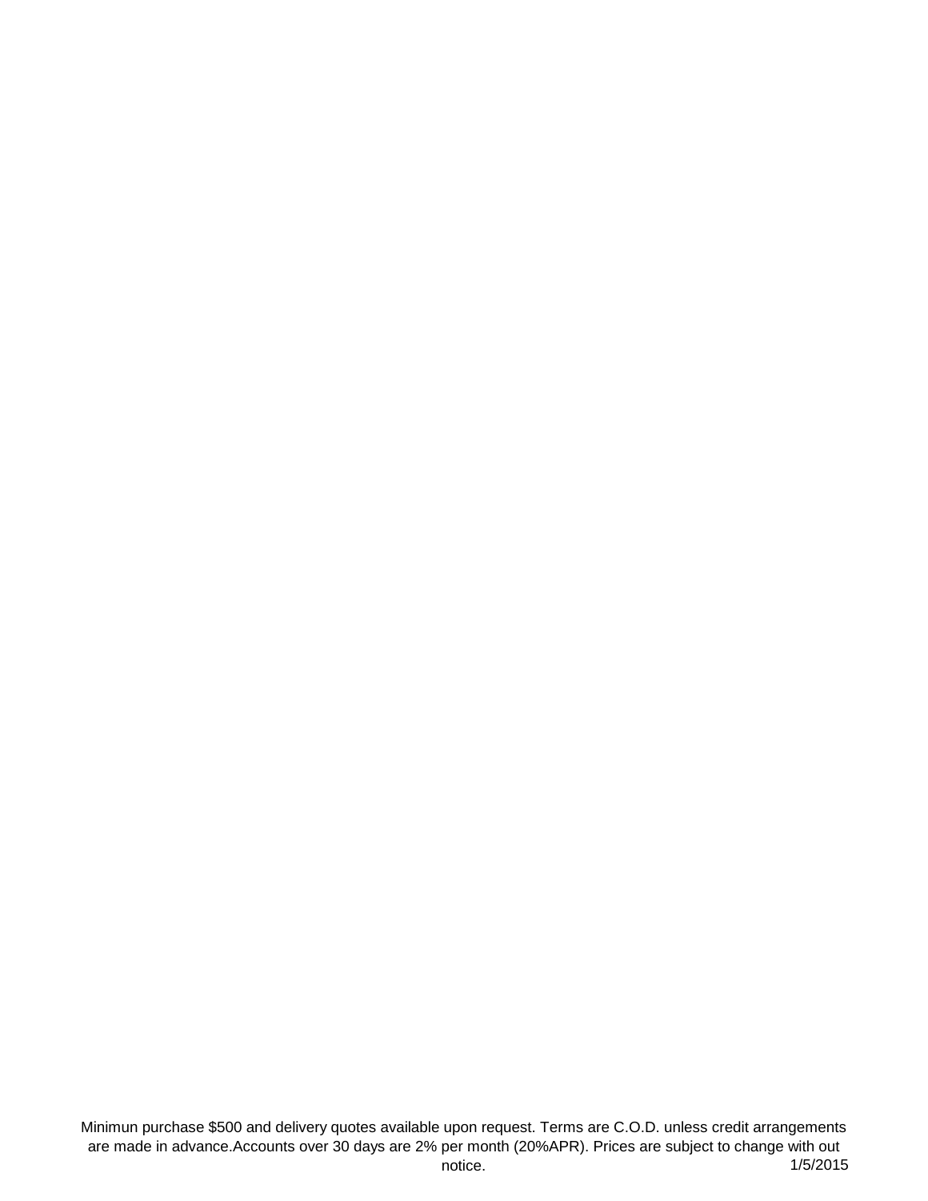Minimun purchase $500 and delivery quotes available upon request. Terms are C.O.D. unless credit arrangements are made in advance.Accounts over 30 days are 2% per month (20%APR). Prices are subject to change with out notice.

1/5/2015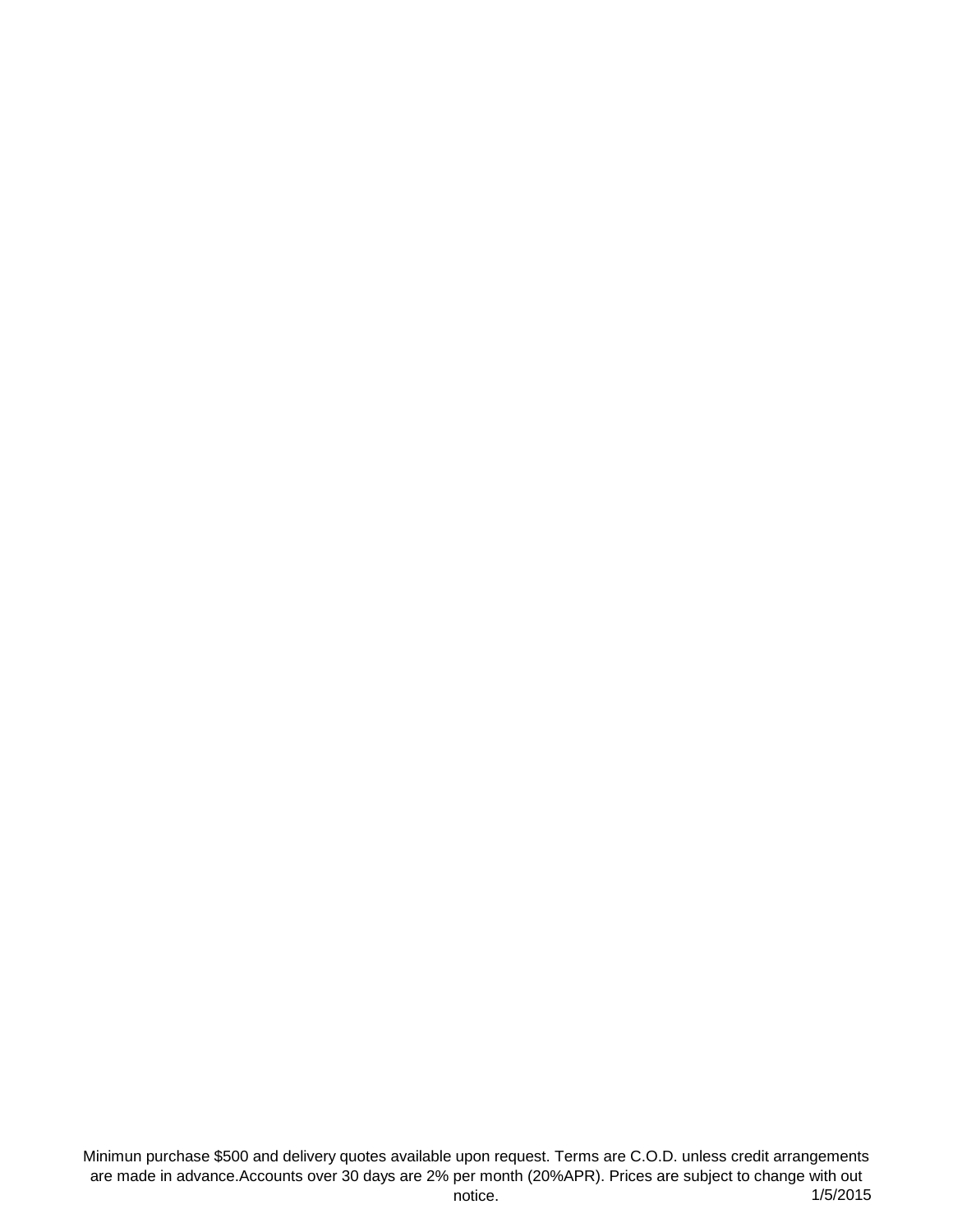Minimun purchase $500 and delivery quotes available upon request. Terms are C.O.D. unless credit arrangements are made in advance.Accounts over 30 days are 2% per month (20%APR). Prices are subject to change with out notice.

1/5/2015